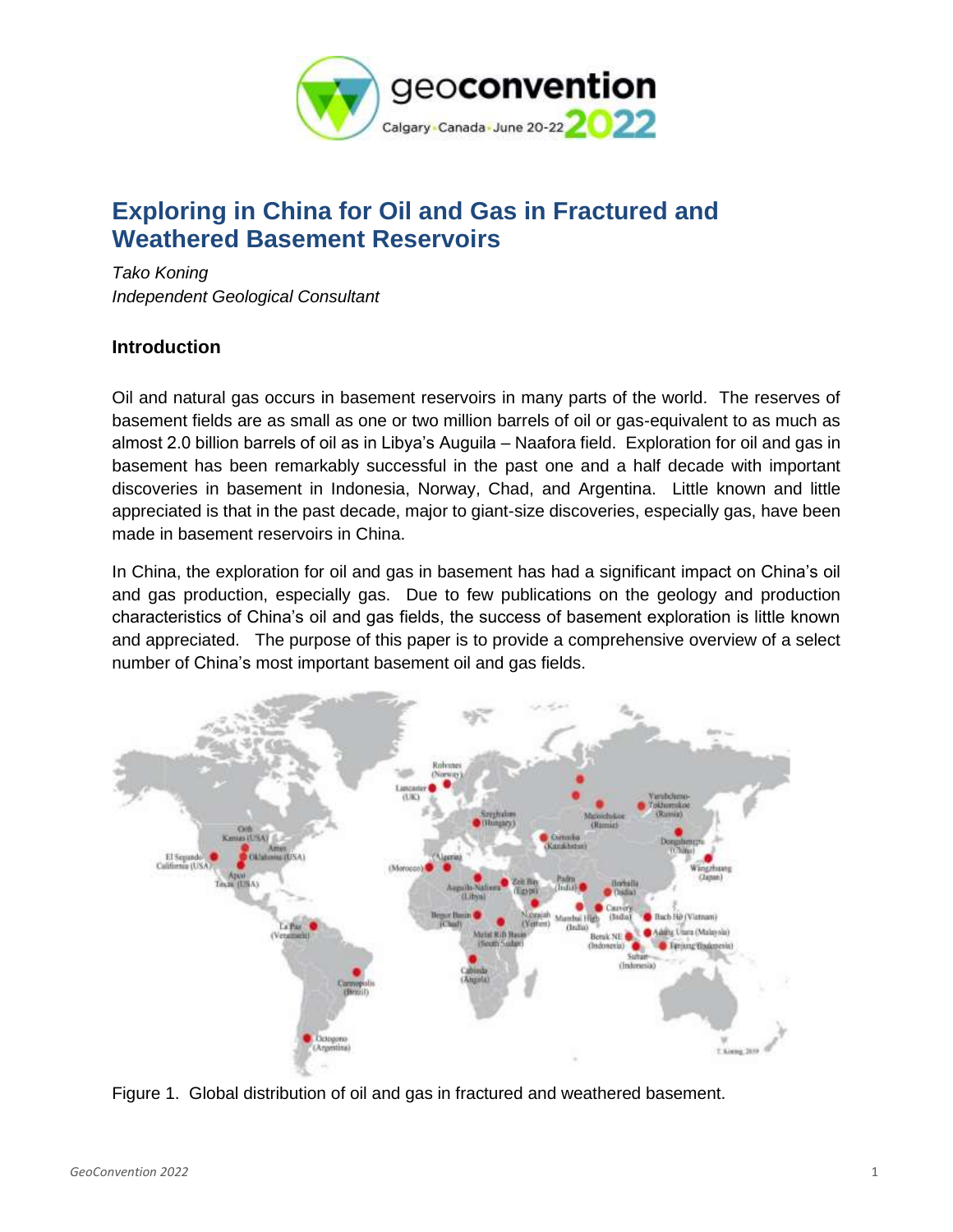# Exploring in China for Oil and Gas in Fractured and Weathered Basement Reservoirs

*Tako Koning*
*Independent Geological Consultant*

## Introduction

Oil and natural gas occurs in basement reservoirs in many parts of the world. The reserves of basement fields are as small as one or two million barrels of oil or gas-equivalent to as much as almost 2.0 billion barrels of oil as in Libya's Auguila – Naafora field. Exploration for oil and gas in basement has been remarkably successful in the past one and a half decade with important discoveries in basement in Indonesia, Norway, Chad, and Argentina. Little known and little appreciated is that in the past decade, major to giant-size discoveries, especially gas, have been made in basement reservoirs in China.

In China, the exploration for oil and gas in basement has had a significant impact on China's oil and gas production, especially gas. Due to few publications on the geology and production characteristics of China's oil and gas fields, the success of basement exploration is little known and appreciated. The purpose of this paper is to provide a comprehensive overview of a select number of China's most important basement oil and gas fields.

Figure 1. Global distribution of oil and gas in fractured and weathered basement.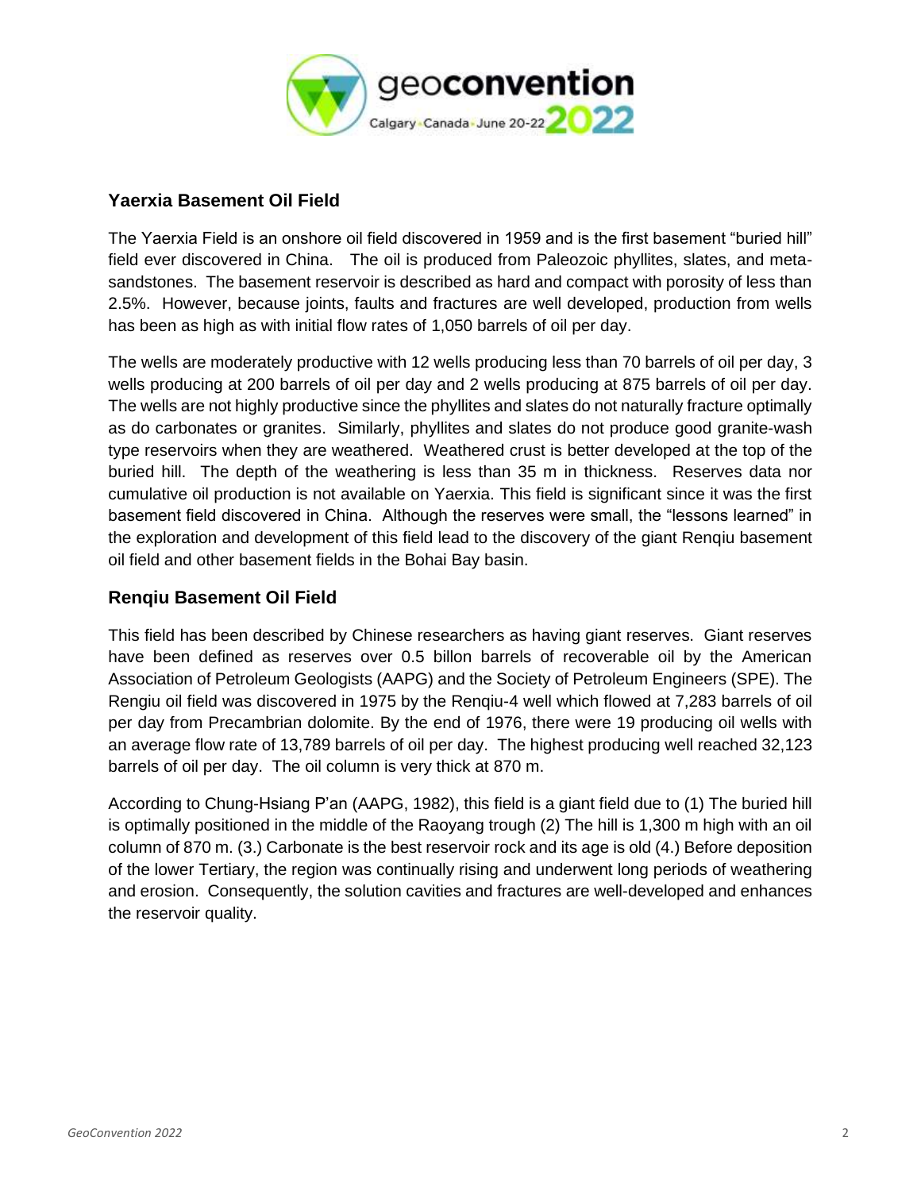## Yaerxia Basement Oil Field

The Yaerxia Field is an onshore oil field discovered in 1959 and is the first basement "buried hill" field ever discovered in China. The oil is produced from Paleozoic phyllites, slates, and meta-sandstones. The basement reservoir is described as hard and compact with porosity of less than 2.5%. However, because joints, faults and fractures are well developed, production from wells has been as high as with initial flow rates of 1,050 barrels of oil per day.

The wells are moderately productive with 12 wells producing less than 70 barrels of oil per day, 3 wells producing at 200 barrels of oil per day and 2 wells producing at 875 barrels of oil per day. The wells are not highly productive since the phyllites and slates do not naturally fracture optimally as do carbonates or granites. Similarly, phyllites and slates do not produce good granite-wash type reservoirs when they are weathered. Weathered crust is better developed at the top of the buried hill. The depth of the weathering is less than 35 m in thickness. Reserves data nor cumulative oil production is not available on Yaerxia. This field is significant since it was the first basement field discovered in China. Although the reserves were small, the "lessons learned" in the exploration and development of this field lead to the discovery of the giant Renqiu basement oil field and other basement fields in the Bohai Bay basin.

## Renqiu Basement Oil Field

This field has been described by Chinese researchers as having giant reserves. Giant reserves have been defined as reserves over 0.5 billon barrels of recoverable oil by the American Association of Petroleum Geologists (AAPG) and the Society of Petroleum Engineers (SPE). The Rengiu oil field was discovered in 1975 by the Renqiu-4 well which flowed at 7,283 barrels of oil per day from Precambrian dolomite. By the end of 1976, there were 19 producing oil wells with an average flow rate of 13,789 barrels of oil per day. The highest producing well reached 32,123 barrels of oil per day. The oil column is very thick at 870 m.

According to Chung-Hsiang P'an (AAPG, 1982), this field is a giant field due to (1) The buried hill is optimally positioned in the middle of the Raoyang trough (2) The hill is 1,300 m high with an oil column of 870 m. (3.) Carbonate is the best reservoir rock and its age is old (4.) Before deposition of the lower Tertiary, the region was continually rising and underwent long periods of weathering and erosion. Consequently, the solution cavities and fractures are well-developed and enhances the reservoir quality.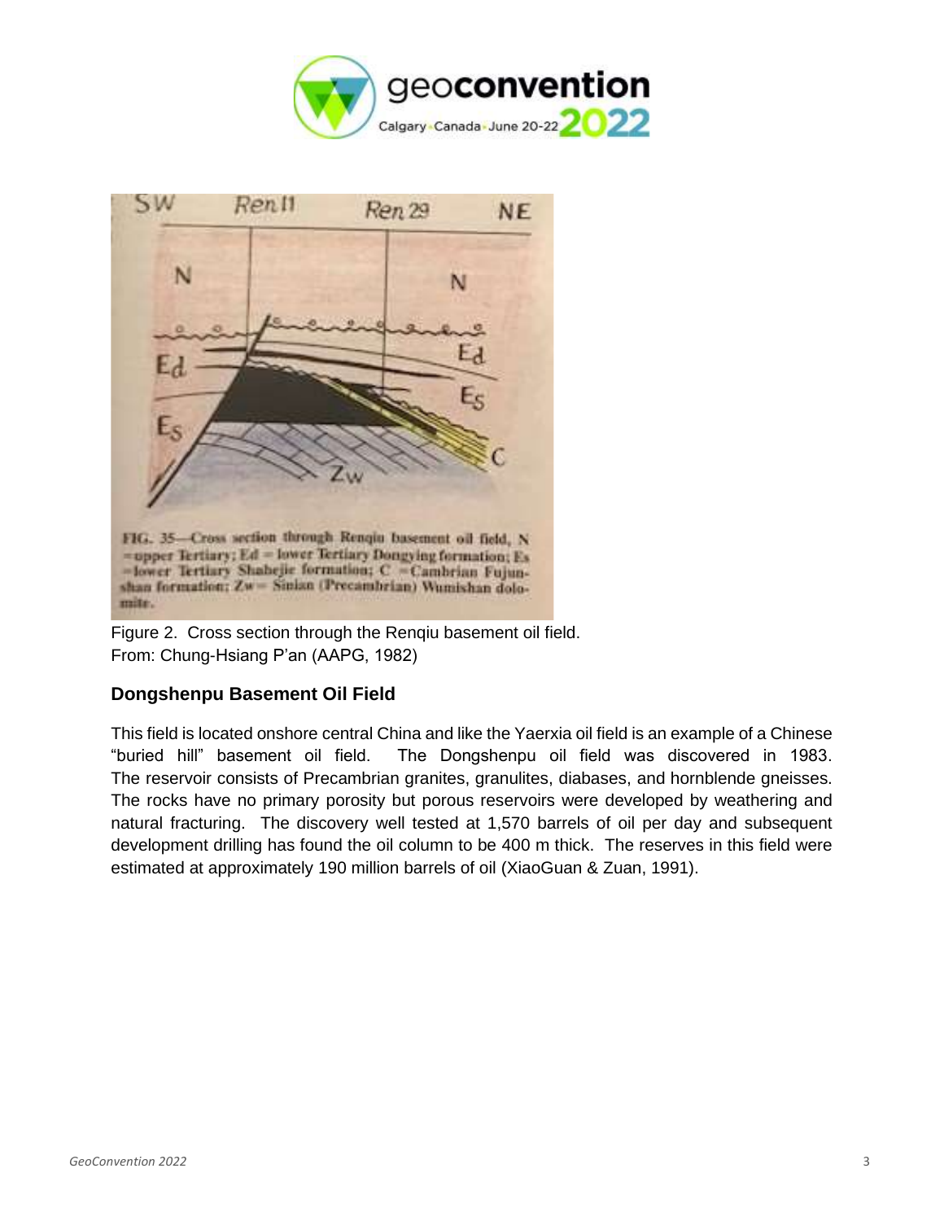Figure 2. Cross section through the Renqiu basement oil field.
From: Chung-Hsiang P'an (AAPG, 1982)

### Dongshenpu Basement Oil Field

This field is located onshore central China and like the Yaerxia oil field is an example of a Chinese "buried hill" basement oil field. The Dongshenpu oil field was discovered in 1983. The reservoir consists of Precambrian granites, granulites, diabases, and hornblende gneisses. The rocks have no primary porosity but porous reservoirs were developed by weathering and natural fracturing. The discovery well tested at 1,570 barrels of oil per day and subsequent development drilling has found the oil column to be 400 m thick. The reserves in this field were estimated at approximately 190 million barrels of oil (XiaoGuan & Zuan, 1991).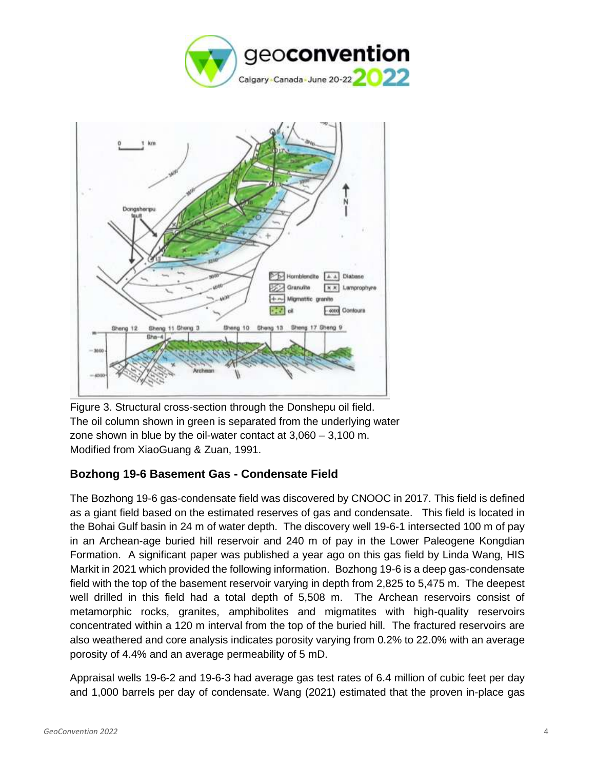Figure 3. Structural cross-section through the Donshepu oil field. The oil column shown in green is separated from the underlying water zone shown in blue by the oil-water contact at 3,060 – 3,100 m. Modified from XiaoGuang & Zuan, 1991.

## Bozhong 19-6 Basement Gas - Condensate Field

The Bozhong 19-6 gas-condensate field was discovered by CNOOC in 2017. This field is defined as a giant field based on the estimated reserves of gas and condensate. This field is located in the Bohai Gulf basin in 24 m of water depth. The discovery well 19-6-1 intersected 100 m of pay in an Archean-age buried hill reservoir and 240 m of pay in the Lower Paleogene Kongdian Formation. A significant paper was published a year ago on this gas field by Linda Wang, HIS Markit in 2021 which provided the following information. Bozhong 19-6 is a deep gas-condensate field with the top of the basement reservoir varying in depth from 2,825 to 5,475 m. The deepest well drilled in this field had a total depth of 5,508 m. The Archean reservoirs consist of metamorphic rocks, granites, amphibolites and migmatites with high-quality reservoirs concentrated within a 120 m interval from the top of the buried hill. The fractured reservoirs are also weathered and core analysis indicates porosity varying from 0.2% to 22.0% with an average porosity of 4.4% and an average permeability of 5 mD.

Appraisal wells 19-6-2 and 19-6-3 had average gas test rates of 6.4 million of cubic feet per day and 1,000 barrels per day of condensate. Wang (2021) estimated that the proven in-place gas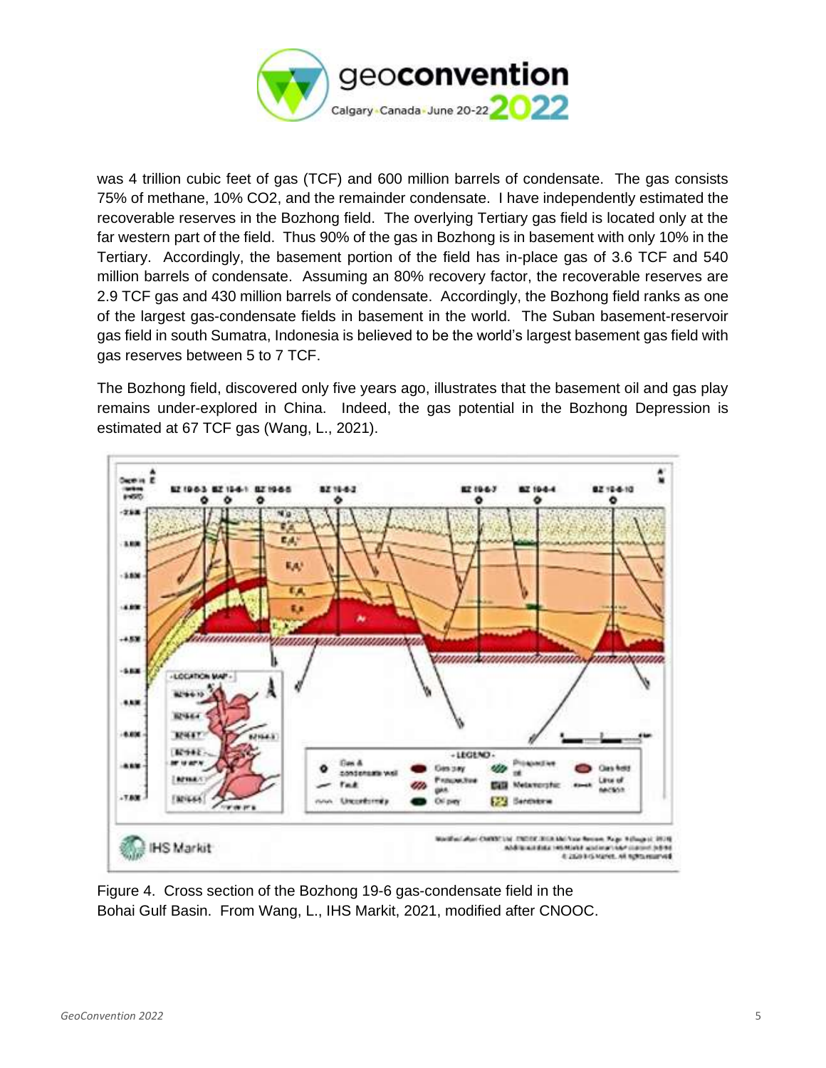was 4 trillion cubic feet of gas (TCF) and 600 million barrels of condensate. The gas consists 75% of methane, 10% $CO_2$, and the remainder condensate. I have independently estimated the recoverable reserves in the Bozhong field. The overlying Tertiary gas field is located only at the far western part of the field. Thus 90% of the gas in Bozhong is in basement with only 10% in the Tertiary. Accordingly, the basement portion of the field has in-place gas of 3.6 TCF and 540 million barrels of condensate. Assuming an 80% recovery factor, the recoverable reserves are 2.9 TCF gas and 430 million barrels of condensate. Accordingly, the Bozhong field ranks as one of the largest gas-condensate fields in basement in the world. The Suban basement-reservoir gas field in south Sumatra, Indonesia is believed to be the world's largest basement gas field with gas reserves between 5 to 7 TCF.

The Bozhong field, discovered only five years ago, illustrates that the basement oil and gas play remains under-explored in China. Indeed, the gas potential in the Bozhong Depression is estimated at 67 TCF gas (Wang, L., 2021).

Figure 4. Cross section of the Bozhong 19-6 gas-condensate field in the Bohai Gulf Basin. From Wang, L., IHS Markit, 2021, modified after CNOOC.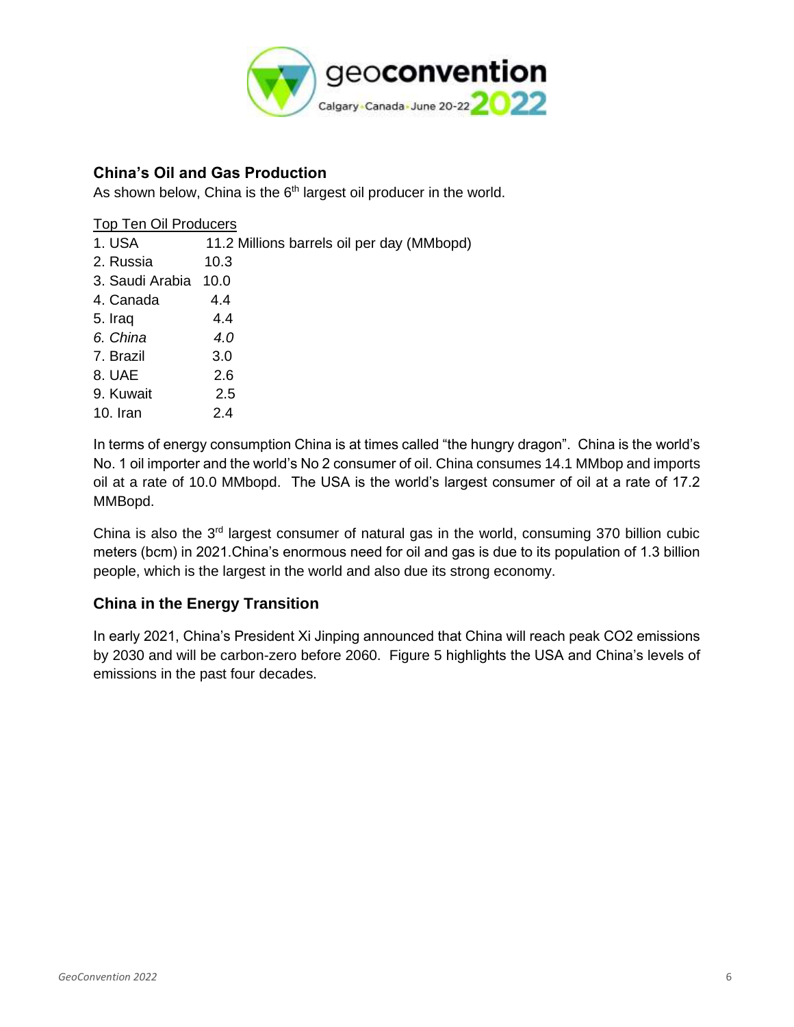## China's Oil and Gas Production

As shown below, China is the 6th largest oil producer in the world.

Top Ten Oil Producers

1. USA 11.2 Millions barrels oil per day (MMbopd)
2. Russia 10.3
3. Saudi Arabia 10.0
4. Canada 4.4
5. Iraq 4.4
6. *China 4.0*
7. Brazil 3.0
8. UAE 2.6
9. Kuwait 2.5
10. Iran 2.4

In terms of energy consumption China is at times called "the hungry dragon". China is the world's No. 1 oil importer and the world's No 2 consumer of oil. China consumes 14.1 MMbop and imports oil at a rate of 10.0 MMbopd. The USA is the world's largest consumer of oil at a rate of 17.2 MMBopd.

China is also the 3rd largest consumer of natural gas in the world, consuming 370 billion cubic meters (bcm) in 2021.China's enormous need for oil and gas is due to its population of 1.3 billion people, which is the largest in the world and also due its strong economy.

## China in the Energy Transition

In early 2021, China's President Xi Jinping announced that China will reach peak CO2 emissions by 2030 and will be carbon-zero before 2060. Figure 5 highlights the USA and China's levels of emissions in the past four decades.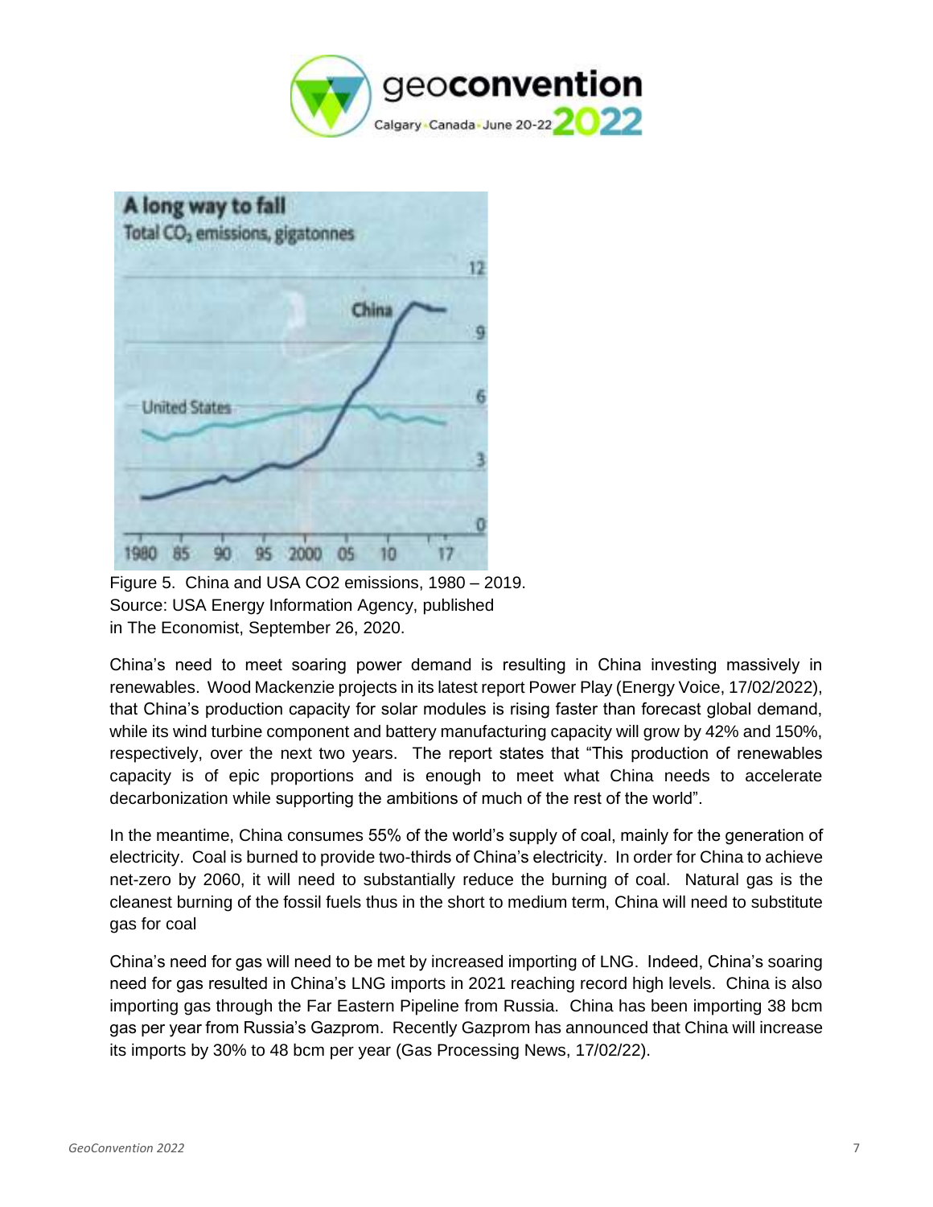Figure 5. China and USA CO2 emissions, 1980 – 2019.
Source: USA Energy Information Agency, published in The Economist, September 26, 2020.

China's need to meet soaring power demand is resulting in China investing massively in renewables. Wood Mackenzie projects in its latest report Power Play (Energy Voice, 17/02/2022), that China's production capacity for solar modules is rising faster than forecast global demand, while its wind turbine component and battery manufacturing capacity will grow by 42% and 150%, respectively, over the next two years. The report states that "This production of renewables capacity is of epic proportions and is enough to meet what China needs to accelerate decarbonization while supporting the ambitions of much of the rest of the world".

In the meantime, China consumes 55% of the world's supply of coal, mainly for the generation of electricity. Coal is burned to provide two-thirds of China's electricity. In order for China to achieve net-zero by 2060, it will need to substantially reduce the burning of coal. Natural gas is the cleanest burning of the fossil fuels thus in the short to medium term, China will need to substitute gas for coal

China's need for gas will need to be met by increased importing of LNG. Indeed, China's soaring need for gas resulted in China's LNG imports in 2021 reaching record high levels. China is also importing gas through the Far Eastern Pipeline from Russia. China has been importing 38 bcm gas per year from Russia's Gazprom. Recently Gazprom has announced that China will increase its imports by 30% to 48 bcm per year (Gas Processing News, 17/02/22).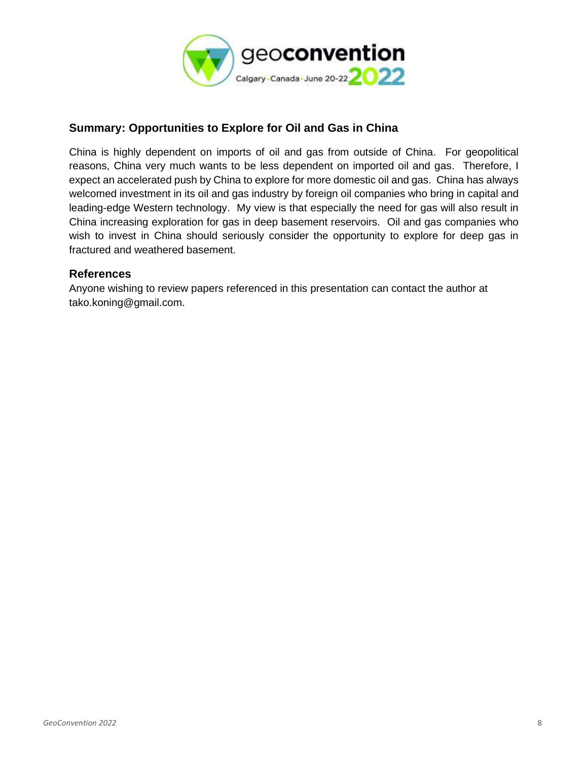## Summary: Opportunities to Explore for Oil and Gas in China

China is highly dependent on imports of oil and gas from outside of China. For geopolitical reasons, China very much wants to be less dependent on imported oil and gas. Therefore, I expect an accelerated push by China to explore for more domestic oil and gas. China has always welcomed investment in its oil and gas industry by foreign oil companies who bring in capital and leading-edge Western technology. My view is that especially the need for gas will also result in China increasing exploration for gas in deep basement reservoirs. Oil and gas companies who wish to invest in China should seriously consider the opportunity to explore for deep gas in fractured and weathered basement.

## References

Anyone wishing to review papers referenced in this presentation can contact the author at tako.koning@gmail.com.